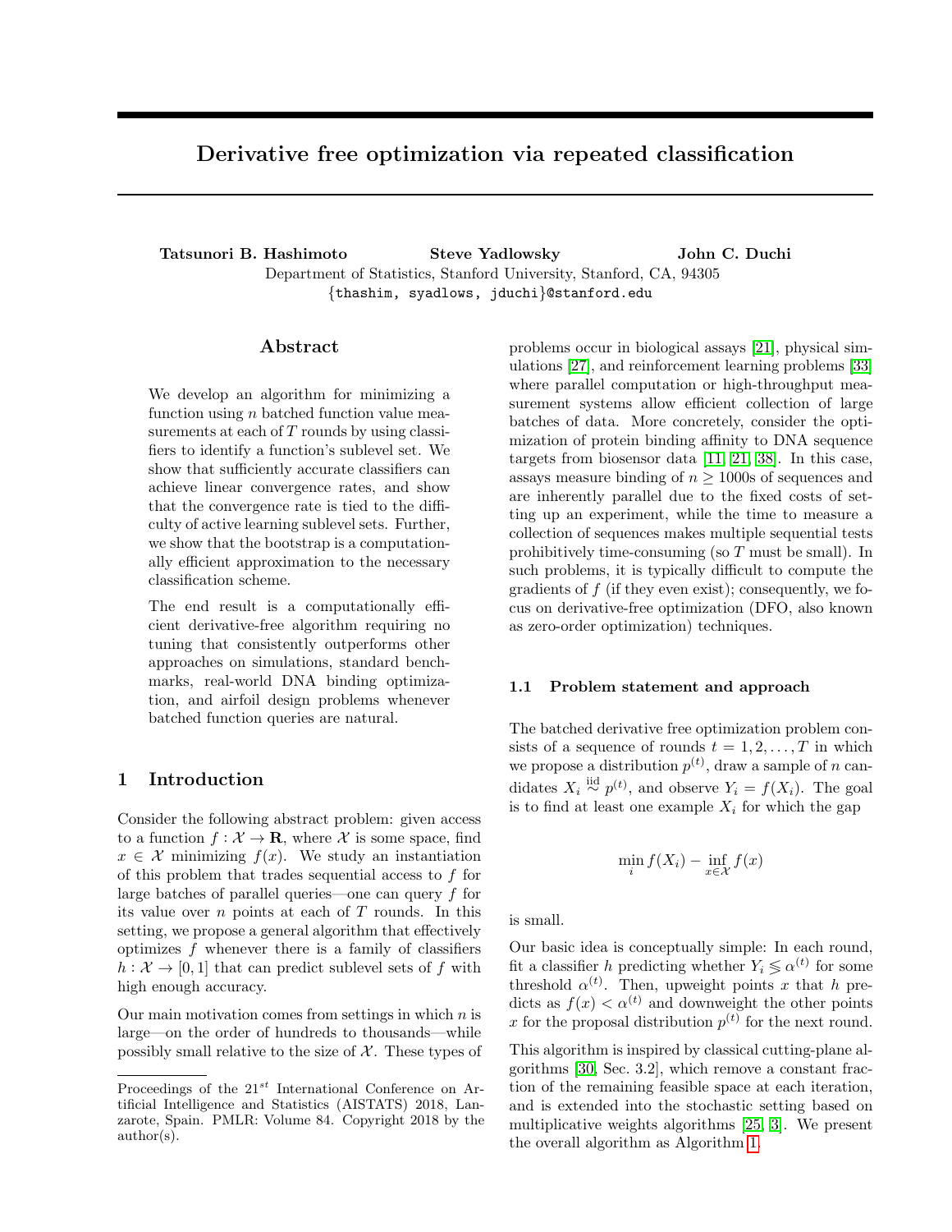# Derivative free optimization via repeated classification

**Tatsunori B. Hashimoto** **Steve Yadlowsky** **John C. Duchi**

Department of Statistics, Stanford University, Stanford, CA, 94305

{thashim, syadlows, jduchi}@stanford.edu

## Abstract

We develop an algorithm for minimizing a function using $n$ batched function value measurements at each of $T$ rounds by using classifiers to identify a function's sublevel set. We show that sufficiently accurate classifiers can achieve linear convergence rates, and show that the convergence rate is tied to the difficulty of active learning sublevel sets. Further, we show that the bootstrap is a computationally efficient approximation to the necessary classification scheme.

The end result is a computationally efficient derivative-free algorithm requiring no tuning that consistently outperforms other approaches on simulations, standard benchmarks, real-world DNA binding optimization, and airfoil design problems whenever batched function queries are natural.

## 1 Introduction

Consider the following abstract problem: given access to a function $f : \mathcal{X} \to \mathbf{R}$, where $\mathcal{X}$ is some space, find $x \in \mathcal{X}$ minimizing $f(x)$. We study an instantiation of this problem that trades sequential access to $f$ for large batches of parallel queries—one can query $f$ for its value over $n$ points at each of $T$ rounds. In this setting, we propose a general algorithm that effectively optimizes $f$ whenever there is a family of classifiers $h : \mathcal{X} \to [0, 1]$ that can predict sublevel sets of $f$ with high enough accuracy.

Our main motivation comes from settings in which $n$ is large—on the order of hundreds to thousands—while possibly small relative to the size of $\mathcal{X}$. These types of problems occur in biological assays [21], physical simulations [27], and reinforcement learning problems [33] where parallel computation or high-throughput measurement systems allow efficient collection of large batches of data. More concretely, consider the optimization of protein binding affinity to DNA sequence targets from biosensor data [11, 21, 38]. In this case, assays measure binding of $n \geq$ 1000s of sequences and are inherently parallel due to the fixed costs of setting up an experiment, while the time to measure a collection of sequences makes multiple sequential tests prohibitively time-consuming (so $T$ must be small). In such problems, it is typically difficult to compute the gradients of $f$ (if they even exist); consequently, we focus on derivative-free optimization (DFO, also known as zero-order optimization) techniques.

### 1.1 Problem statement and approach

The batched derivative free optimization problem consists of a sequence of rounds $t = 1, 2, \ldots, T$ in which we propose a distribution $p^{(t)}$, draw a sample of $n$ candidates $X_i \stackrel{\text{iid}}{\sim} p^{(t)}$, and observe $Y_i = f(X_i)$. The goal is to find at least one example $X_i$ for which the gap

$$\min_i f(X_i) - \inf_{x \in \mathcal{X}} f(x)$$

is small.

Our basic idea is conceptually simple: In each round, fit a classifier $h$ predicting whether $Y_i \lessgtr \alpha^{(t)}$ for some threshold $\alpha^{(t)}$. Then, upweight points $x$ that $h$ predicts as $f(x) < \alpha^{(t)}$ and downweight the other points $x$ for the proposal distribution $p^{(t)}$ for the next round.

This algorithm is inspired by classical cutting-plane algorithms [30, Sec. 3.2], which remove a constant fraction of the remaining feasible space at each iteration, and is extended into the stochastic setting based on multiplicative weights algorithms [25, 3]. We present the overall algorithm as Algorithm 1.

Proceedings of the 21[st] International Conference on Artificial Intelligence and Statistics (AISTATS) 2018, Lanzarote, Spain. PMLR: Volume 84. Copyright 2018 by the author(s).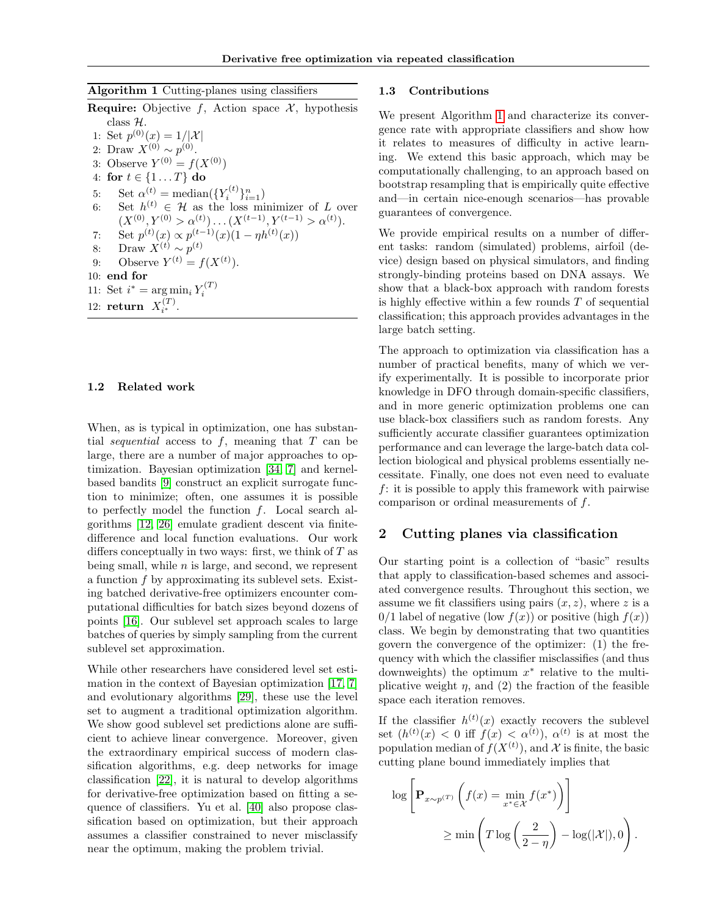**Algorithm 1** Cutting-planes using classifiers

**Require:** Objective $f$, Action space $\mathcal{X}$, hypothesis class $\mathcal{H}$.

1: Set $p^{(0)}(x) = 1/|\mathcal{X}|$
2: Draw $X^{(0)} \sim p^{(0)}$.
3: Observe $Y^{(0)} = f(X^{(0)})$
4: **for** $t \in \{1 \dots T\}$ **do**
5: Set $\alpha^{(t)} = \text{median}(\{Y_i^{(t)}\}_{i=1}^n)$
6: Set $h^{(t)} \in \mathcal{H}$ as the loss minimizer of $L$ over $(X^{(0)}, Y^{(0)} > \alpha^{(t)}) \dots (X^{(t-1)}, Y^{(t-1)} > \alpha^{(t)})$.
7: Set $p^{(t)}(x) \propto p^{(t-1)}(x)(1 - \eta h^{(t)}(x))$
8: Draw $X^{(t)} \sim p^{(t)}$
9: Observe $Y^{(t)} = f(X^{(t)})$.
10: **end for**
11: Set $i^* = \arg\min_i Y_i^{(T)}$
12: **return** $X_{i^*}^{(T)}$.

### 1.2 Related work

When, as is typical in optimization, one has substantial *sequential* access to $f$, meaning that $T$ can be large, there are a number of major approaches to optimization. Bayesian optimization [34, 7] and kernel-based bandits [9] construct an explicit surrogate function to minimize; often, one assumes it is possible to perfectly model the function $f$. Local search algorithms [12, 26] emulate gradient descent via finite-difference and local function evaluations. Our work differs conceptually in two ways: first, we think of $T$ as being small, while $n$ is large, and second, we represent a function $f$ by approximating its sublevel sets. Existing batched derivative-free optimizers encounter computational difficulties for batch sizes beyond dozens of points [16]. Our sublevel set approach scales to large batches of queries by simply sampling from the current sublevel set approximation.

While other researchers have considered level set estimation in the context of Bayesian optimization [17, 7] and evolutionary algorithms [29], these use the level set to augment a traditional optimization algorithm. We show good sublevel set predictions alone are sufficient to achieve linear convergence. Moreover, given the extraordinary empirical success of modern classification algorithms, e.g. deep networks for image classification [22], it is natural to develop algorithms for derivative-free optimization based on fitting a sequence of classifiers. Yu et al. [40] also propose classification based on optimization, but their approach assumes a classifier constrained to never misclassify near the optimum, making the problem trivial.

### 1.3 Contributions

We present Algorithm 1 and characterize its convergence rate with appropriate classifiers and show how it relates to measures of difficulty in active learning. We extend this basic approach, which may be computationally challenging, to an approach based on bootstrap resampling that is empirically quite effective and—in certain nice-enough scenarios—has provable guarantees of convergence.

We provide empirical results on a number of different tasks: random (simulated) problems, airfoil (device) design based on physical simulators, and finding strongly-binding proteins based on DNA assays. We show that a black-box approach with random forests is highly effective within a few rounds $T$ of sequential classification; this approach provides advantages in the large batch setting.

The approach to optimization via classification has a number of practical benefits, many of which we verify experimentally. It is possible to incorporate prior knowledge in DFO through domain-specific classifiers, and in more generic optimization problems one can use black-box classifiers such as random forests. Any sufficiently accurate classifier guarantees optimization performance and can leverage the large-batch data collection biological and physical problems essentially necessitate. Finally, one does not even need to evaluate $f$: it is possible to apply this framework with pairwise comparison or ordinal measurements of $f$.

## 2 Cutting planes via classification

Our starting point is a collection of "basic" results that apply to classification-based schemes and associated convergence results. Throughout this section, we assume we fit classifiers using pairs $(x, z)$, where $z$ is a 0/1 label of negative (low $f(x)$) or positive (high $f(x)$) class. We begin by demonstrating that two quantities govern the convergence of the optimizer: (1) the frequency with which the classifier misclassifies (and thus downweights) the optimum $x^*$ relative to the multiplicative weight $\eta$, and (2) the fraction of the feasible space each iteration removes.

If the classifier $h^{(t)}(x)$ exactly recovers the sublevel set ($h^{(t)}(x) < 0$ iff $f(x) < \alpha^{(t)}$), $\alpha^{(t)}$ is at most the population median of $f(X^{(t)})$, and $\mathcal{X}$ is finite, the basic cutting plane bound immediately implies that

$$\log\left[\mathbf{P}_{x\sim p^{(T)}}\left(f(x) = \min_{x^* \in \mathcal{X}} f(x^*)\right)\right] \geq \min\left(T \log\left(\frac{2}{2-\eta}\right) - \log(|\mathcal{X}|), 0\right).$$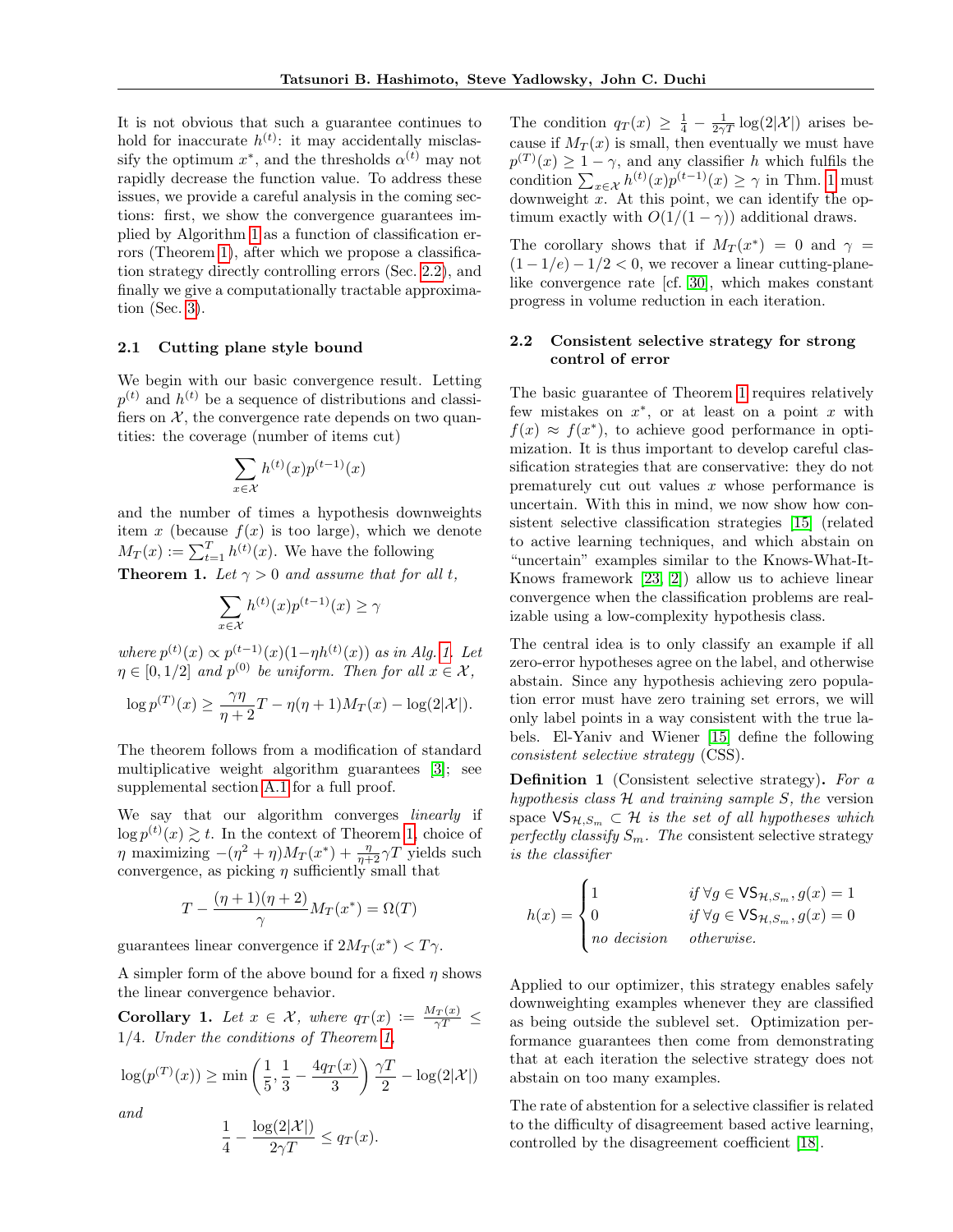It is not obvious that such a guarantee continues to hold for inaccurate $h^{(t)}$: it may accidentally misclassify the optimum $x^*$, and the thresholds $\alpha^{(t)}$ may not rapidly decrease the function value. To address these issues, we provide a careful analysis in the coming sections: first, we show the convergence guarantees implied by Algorithm 1 as a function of classification errors (Theorem 1), after which we propose a classification strategy directly controlling errors (Sec. 2.2), and finally we give a computationally tractable approximation (Sec. 3).

### 2.1 Cutting plane style bound

We begin with our basic convergence result. Letting $p^{(t)}$ and $h^{(t)}$ be a sequence of distributions and classifiers on $\mathcal{X}$, the convergence rate depends on two quantities: the coverage (number of items cut)

$$\sum_{x \in \mathcal{X}} h^{(t)}(x) p^{(t-1)}(x)$$

and the number of times a hypothesis downweights item $x$ (because $f(x)$ is too large), which we denote $M_T(x) := \sum_{t=1}^{T} h^{(t)}(x)$. We have the following

**Theorem 1.** *Let $\gamma > 0$ and assume that for all $t$,*

$$\sum_{x \in \mathcal{X}} h^{(t)}(x) p^{(t-1)}(x) \geq \gamma$$

*where $p^{(t)}(x) \propto p^{(t-1)}(x)(1 - \eta h^{(t)}(x))$ as in Alg. 1. Let $\eta \in [0, 1/2]$ and $p^{(0)}$ be uniform. Then for all $x \in \mathcal{X}$,*

$$\log p^{(T)}(x) \geq \frac{\gamma \eta}{\eta + 2} T - \eta(\eta + 1) M_T(x) - \log(2|\mathcal{X}|).$$

The theorem follows from a modification of standard multiplicative weight algorithm guarantees [3]; see supplemental section A.1 for a full proof.

We say that our algorithm converges *linearly* if $\log p^{(t)}(x) \gtrsim t$. In the context of Theorem 1, choice of $\eta$ maximizing $-(\eta^2 + \eta) M_T(x^*) + \frac{\eta}{\eta+2} \gamma T$ yields such convergence, as picking $\eta$ sufficiently small that

$$T - \frac{(\eta + 1)(\eta + 2)}{\gamma} M_T(x^*) = \Omega(T)$$

guarantees linear convergence if $2 M_T(x^*) < T\gamma$.

A simpler form of the above bound for a fixed $\eta$ shows the linear convergence behavior.

**Corollary 1.** *Let $x \in \mathcal{X}$, where $q_T(x) := \frac{M_T(x)}{\gamma T} \leq 1/4$. Under the conditions of Theorem 1,*

$$\log(p^{(T)}(x)) \geq \min\left(\frac{1}{5}, \frac{1}{3} - \frac{4 q_T(x)}{3}\right) \frac{\gamma T}{2} - \log(2|\mathcal{X}|)$$

*and*

$$\frac{1}{4} - \frac{\log(2|\mathcal{X}|)}{2\gamma T} \leq q_T(x).$$

The condition $q_T(x) \geq \frac{1}{4} - \frac{1}{2\gamma T} \log(2|\mathcal{X}|)$ arises because if $M_T(x)$ is small, then eventually we must have $p^{(T)}(x) \geq 1 - \gamma$, and any classifier $h$ which fulfils the condition $\sum_{x \in \mathcal{X}} h^{(t)}(x) p^{(t-1)}(x) \geq \gamma$ in Thm. 1 must downweight $x$. At this point, we can identify the optimum exactly with $O(1/(1 - \gamma))$ additional draws.

The corollary shows that if $M_T(x^*) = 0$ and $\gamma = (1 - 1/e) - 1/2 < 0$, we recover a linear cutting-plane-like convergence rate [cf. 30], which makes constant progress in volume reduction in each iteration.

### 2.2 Consistent selective strategy for strong control of error

The basic guarantee of Theorem 1 requires relatively few mistakes on $x^*$, or at least on a point $x$ with $f(x) \approx f(x^*)$, to achieve good performance in optimization. It is thus important to develop careful classification strategies that are conservative: they do not prematurely cut out values $x$ whose performance is uncertain. With this in mind, we now show how consistent selective classification strategies [15] (related to active learning techniques, and which abstain on "uncertain" examples similar to the Knows-What-It-Knows framework [23, 2]) allow us to achieve linear convergence when the classification problems are realizable using a low-complexity hypothesis class.

The central idea is to only classify an example if all zero-error hypotheses agree on the label, and otherwise abstain. Since any hypothesis achieving zero population error must have zero training set errors, we will only label points in a way consistent with the true labels. El-Yaniv and Wiener [15] define the following *consistent selective strategy* (CSS).

**Definition 1** (Consistent selective strategy)**.** *For a hypothesis class $\mathcal{H}$ and training sample $S$, the* version space *$\mathsf{VS}_{\mathcal{H}, S_m} \subset \mathcal{H}$ is the set of all hypotheses which perfectly classify $S_m$. The consistent selective strategy is the classifier*

$$h(x) = \begin{cases} 1 & \text{if } \forall g \in \mathsf{VS}_{\mathcal{H}, S_m}, g(x) = 1 \\ 0 & \text{if } \forall g \in \mathsf{VS}_{\mathcal{H}, S_m}, g(x) = 0 \\ \textit{no decision} & \textit{otherwise.} \end{cases}$$

Applied to our optimizer, this strategy enables safely downweighting examples whenever they are classified as being outside the sublevel set. Optimization performance guarantees then come from demonstrating that at each iteration the selective strategy does not abstain on too many examples.

The rate of abstention for a selective classifier is related to the difficulty of disagreement based active learning, controlled by the disagreement coefficient [18].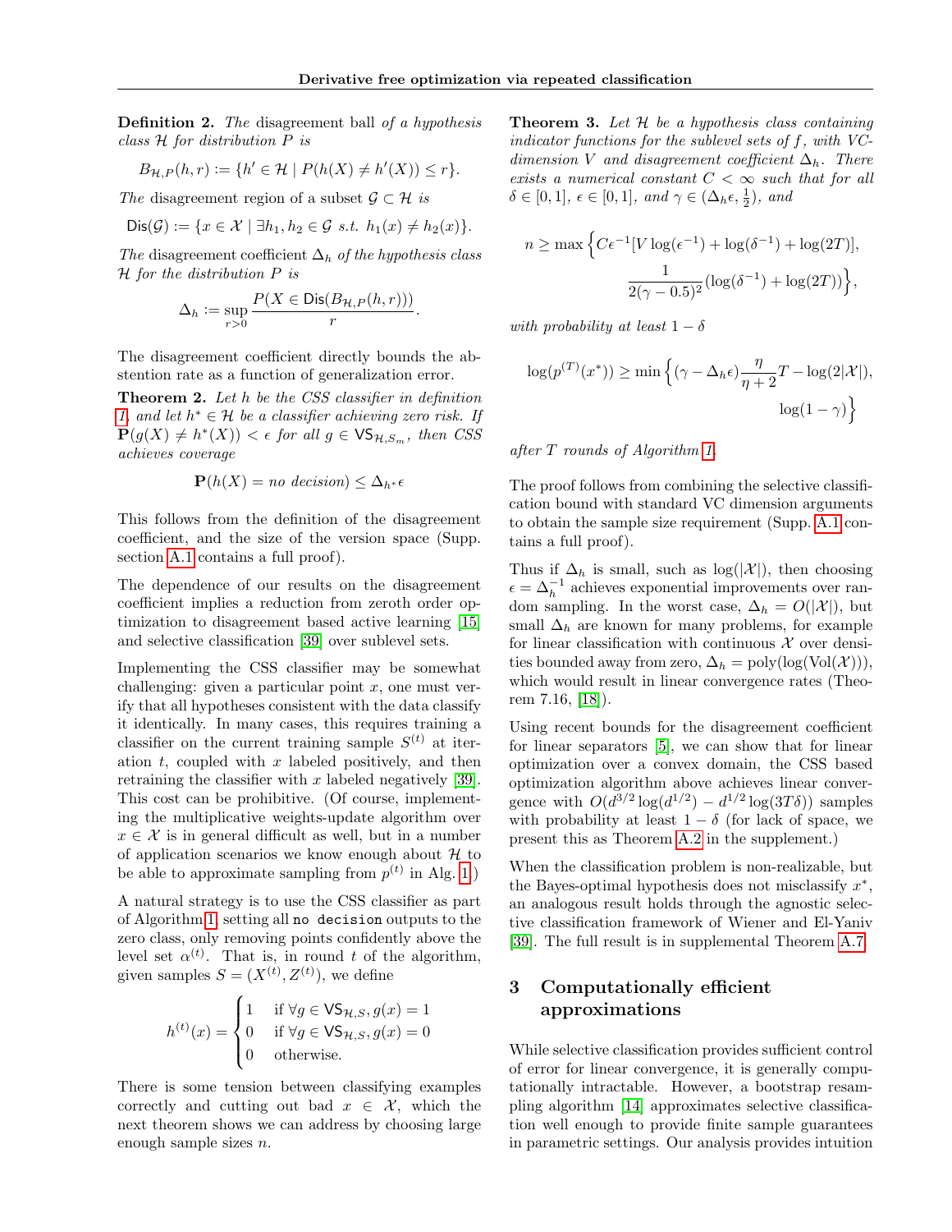**Definition 2.** *The* disagreement ball *of a hypothesis class $\mathcal{H}$ for distribution $P$ is*

$$B_{\mathcal{H},P}(h, r) := \{h' \in \mathcal{H} \mid P(h(X) \neq h'(X)) \leq r\}.$$

*The* disagreement region *of a subset $\mathcal{G} \subset \mathcal{H}$ is*

$$\mathsf{Dis}(\mathcal{G}) := \{x \in \mathcal{X} \mid \exists h_1, h_2 \in \mathcal{G} \text{ s.t. } h_1(x) \neq h_2(x)\}.$$

*The* disagreement coefficient *$\Delta_h$ of the hypothesis class $\mathcal{H}$ for the distribution $P$ is*

$$\Delta_h := \sup_{r>0} \frac{P(X \in \mathsf{Dis}(B_{\mathcal{H},P}(h, r)))}{r}.$$

The disagreement coefficient directly bounds the abstention rate as a function of generalization error.

**Theorem 2.** *Let $h$ be the CSS classifier in definition 1, and let $h^* \in \mathcal{H}$ be a classifier achieving zero risk. If $\mathbf{P}(g(X) \neq h^*(X)) < \epsilon$ for all $g \in \mathsf{VS}_{\mathcal{H},S_m}$, then CSS achieves coverage*

$$\mathbf{P}(h(X) = \textit{no decision}) \leq \Delta_{h^*}\epsilon$$

This follows from the definition of the disagreement coefficient, and the size of the version space (Supp. section A.1 contains a full proof).

The dependence of our results on the disagreement coefficient implies a reduction from zeroth order optimization to disagreement based active learning [15] and selective classification [39] over sublevel sets.

Implementing the CSS classifier may be somewhat challenging: given a particular point $x$, one must verify that all hypotheses consistent with the data classify it identically. In many cases, this requires training a classifier on the current training sample $S^{(t)}$ at iteration $t$, coupled with $x$ labeled positively, and then retraining the classifier with $x$ labeled negatively [39]. This cost can be prohibitive. (Of course, implementing the multiplicative weights-update algorithm over $x \in \mathcal{X}$ is in general difficult as well, but in a number of application scenarios we know enough about $\mathcal{H}$ to be able to approximate sampling from $p^{(t)}$ in Alg. 1.)

A natural strategy is to use the CSS classifier as part of Algorithm 1, setting all `no decision` outputs to the zero class, only removing points confidently above the level set $\alpha^{(t)}$. That is, in round $t$ of the algorithm, given samples $S = (X^{(t)}, Z^{(t)})$, we define

$$h^{(t)}(x) = \begin{cases} 1 & \text{if } \forall g \in \mathsf{VS}_{\mathcal{H},S}, g(x) = 1 \\ 0 & \text{if } \forall g \in \mathsf{VS}_{\mathcal{H},S}, g(x) = 0 \\ 0 & \text{otherwise.} \end{cases}$$

There is some tension between classifying examples correctly and cutting out bad $x \in \mathcal{X}$, which the next theorem shows we can address by choosing large enough sample sizes $n$.

**Theorem 3.** *Let $\mathcal{H}$ be a hypothesis class containing indicator functions for the sublevel sets of $f$, with VC-dimension $V$ and disagreement coefficient $\Delta_h$. There exists a numerical constant $C < \infty$ such that for all $\delta \in [0, 1]$, $\epsilon \in [0, 1]$, and $\gamma \in (\Delta_h\epsilon, \frac{1}{2})$, and*

$$n \geq \max\Big\{C\epsilon^{-1}[V\log(\epsilon^{-1}) + \log(\delta^{-1}) + \log(2T)], \frac{1}{2(\gamma - 0.5)^2}(\log(\delta^{-1}) + \log(2T))\Big\},$$

*with probability at least $1 - \delta$*

$$\log(p^{(T)}(x^*)) \geq \min\Big\{(\gamma - \Delta_h\epsilon)\frac{\eta}{\eta+2}T - \log(2|\mathcal{X}|), \log(1-\gamma)\Big\}$$

*after $T$ rounds of Algorithm 1.*

The proof follows from combining the selective classification bound with standard VC dimension arguments to obtain the sample size requirement (Supp. A.1 contains a full proof).

Thus if $\Delta_h$ is small, such as $\log(|\mathcal{X}|)$, then choosing $\epsilon = \Delta_h^{-1}$ achieves exponential improvements over random sampling. In the worst case, $\Delta_h = O(|\mathcal{X}|)$, but small $\Delta_h$ are known for many problems, for example for linear classification with continuous $\mathcal{X}$ over densities bounded away from zero, $\Delta_h = \text{poly}(\log(\text{Vol}(\mathcal{X})))$, which would result in linear convergence rates (Theorem 7.16, [18]).

Using recent bounds for the disagreement coefficient for linear separators [5], we can show that for linear optimization over a convex domain, the CSS based optimization algorithm above achieves linear convergence with $O(d^{3/2}\log(d^{1/2}) - d^{1/2}\log(3T\delta))$ samples with probability at least $1 - \delta$ (for lack of space, we present this as Theorem A.2 in the supplement.)

When the classification problem is non-realizable, but the Bayes-optimal hypothesis does not misclassify $x^*$, an analogous result holds through the agnostic selective classification framework of Wiener and El-Yaniv [39]. The full result is in supplemental Theorem A.7.

## 3 Computationally efficient approximations

While selective classification provides sufficient control of error for linear convergence, it is generally computationally intractable. However, a bootstrap resampling algorithm [14] approximates selective classification well enough to provide finite sample guarantees in parametric settings. Our analysis provides intuition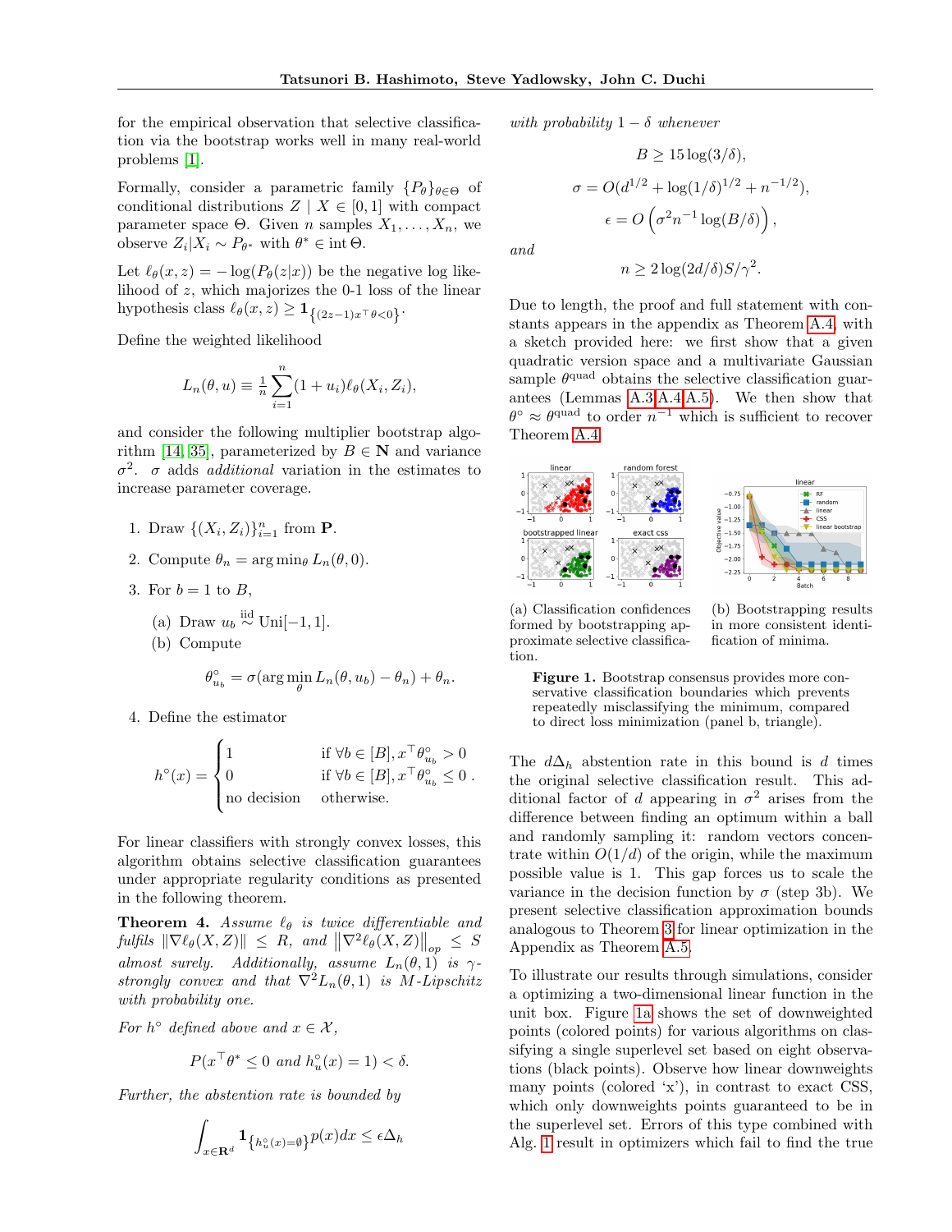for the empirical observation that selective classification via the bootstrap works well in many real-world problems [1].

Formally, consider a parametric family $\{P_\theta\}_{\theta \in \Theta}$ of conditional distributions $Z \mid X \in [0,1]$ with compact parameter space $\Theta$. Given $n$ samples $X_1, \dots, X_n$, we observe $Z_i | X_i \sim P_{\theta^*}$ with $\theta^* \in \operatorname{int} \Theta$.

Let $\ell_\theta(x,z) = -\log(P_\theta(z|x))$ be the negative log likelihood of $z$, which majorizes the 0-1 loss of the linear hypothesis class $\ell_\theta(x,z) \geq \mathbf{1}_{\{(2z-1)x^\top \theta < 0\}}$.

Define the weighted likelihood

$$L_n(\theta, u) \equiv \tfrac{1}{n}\sum_{i=1}^{n}(1+u_i)\ell_\theta(X_i, Z_i),$$

and consider the following multiplier bootstrap algorithm [14, 35], parameterized by $B \in \mathbf{N}$ and variance $\sigma^2$. $\sigma$ adds *additional* variation in the estimates to increase parameter coverage.

1. Draw $\{(X_i, Z_i)\}_{i=1}^n$ from $\mathbf{P}$.
2. Compute $\theta_n = \arg\min_\theta L_n(\theta, 0)$.
3. For $b = 1$ to $B$,
   (a) Draw $u_b \overset{\text{iid}}{\sim} \text{Uni}[-1,1]$.
   (b) Compute
   $$\theta^\circ_{u_b} = \sigma(\arg\min_\theta L_n(\theta, u_b) - \theta_n) + \theta_n.$$
4. Define the estimator

$$h^\circ(x) = \begin{cases} 1 & \text{if } \forall b \in [B], x^\top \theta^\circ_{u_b} > 0 \\ 0 & \text{if } \forall b \in [B], x^\top \theta^\circ_{u_b} \leq 0 \\ \text{no decision} & \text{otherwise.} \end{cases}$$

For linear classifiers with strongly convex losses, this algorithm obtains selective classification guarantees under appropriate regularity conditions as presented in the following theorem.

**Theorem 4.** *Assume $\ell_\theta$ is twice differentiable and fulfils $\|\nabla \ell_\theta(X,Z)\| \leq R$, and $\left\|\nabla^2 \ell_\theta(X,Z)\right\|_{op} \leq S$ almost surely. Additionally, assume $L_n(\theta,1)$ is $\gamma$-strongly convex and that $\nabla^2 L_n(\theta, 1)$ is $M$-Lipschitz with probability one.*

*For $h^\circ$ defined above and $x \in \mathcal{X}$,*

$$P(x^\top \theta^* \leq 0 \text{ and } h^\circ_u(x) = 1) < \delta.$$

*Further, the abstention rate is bounded by*

$$\int_{x \in \mathbf{R}^d} \mathbf{1}_{\{h^\circ_u(x) = \emptyset\}} p(x) dx \leq \epsilon \Delta_h$$

*with probability $1-\delta$ whenever*

$$B \geq 15 \log(3/\delta),$$

$$\sigma = O(d^{1/2} + \log(1/\delta)^{1/2} + n^{-1/2}),$$

$$\epsilon = O\left(\sigma^2 n^{-1} \log(B/\delta)\right),$$

*and*

$$n \geq 2\log(2d/\delta)S/\gamma^2.$$

Due to length, the proof and full statement with constants appears in the appendix as Theorem A.4, with a sketch provided here: we first show that a given quadratic version space and a multivariate Gaussian sample $\theta^{\text{quad}}$ obtains the selective classification guarantees (Lemmas A.3,A.4,A.5). We then show that $\theta^\circ \approx \theta^{\text{quad}}$ to order $n^{-1}$ which is sufficient to recover Theorem A.4.

(a) Classification confidences formed by bootstrapping approximate selective classification.

(b) Bootstrapping results in more consistent identification of minima.

**Figure 1.** Bootstrap consensus provides more conservative classification boundaries which prevents repeatedly misclassifying the minimum, compared to direct loss minimization (panel b, triangle).

The $d\Delta_h$ abstention rate in this bound is $d$ times the original selective classification result. This additional factor of $d$ appearing in $\sigma^2$ arises from the difference between finding an optimum within a ball and randomly sampling it: random vectors concentrate within $O(1/d)$ of the origin, while the maximum possible value is 1. This gap forces us to scale the variance in the decision function by $\sigma$ (step 3b). We present selective classification approximation bounds analogous to Theorem 3 for linear optimization in the Appendix as Theorem A.5.

To illustrate our results through simulations, consider a optimizing a two-dimensional linear function in the unit box. Figure 1a shows the set of downweighted points (colored points) for various algorithms on classifying a single superlevel set based on eight observations (black points). Observe how linear downweights many points (colored 'x'), in contrast to exact CSS, which only downweights points guaranteed to be in the superlevel set. Errors of this type combined with Alg. 1 result in optimizers which fail to find the true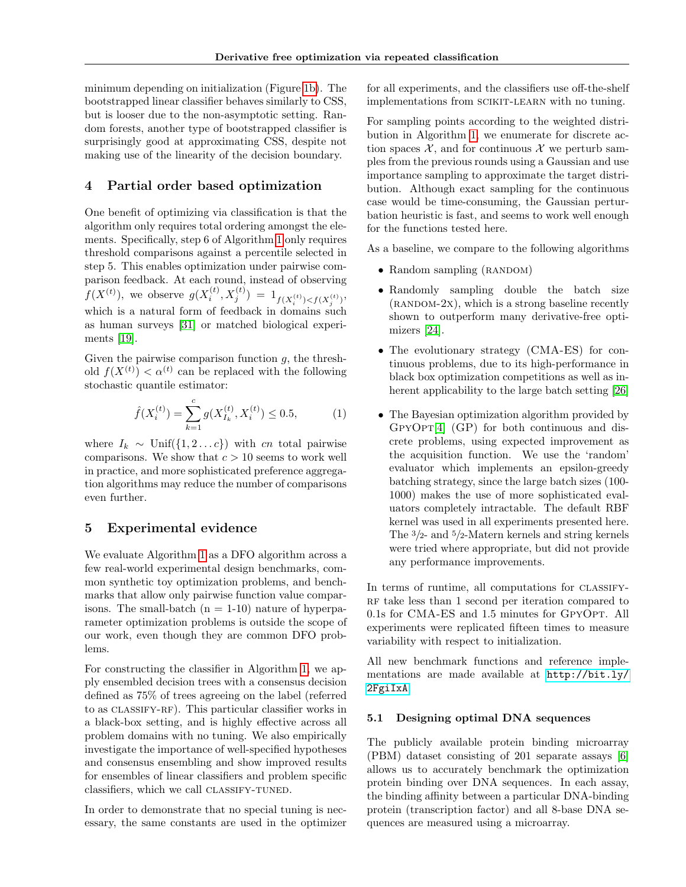minimum depending on initialization (Figure 1b). The bootstrapped linear classifier behaves similarly to CSS, but is looser due to the non-asymptotic setting. Random forests, another type of bootstrapped classifier is surprisingly good at approximating CSS, despite not making use of the linearity of the decision boundary.

## 4 Partial order based optimization

One benefit of optimizing via classification is that the algorithm only requires total ordering amongst the elements. Specifically, step 6 of Algorithm 1 only requires threshold comparisons against a percentile selected in step 5. This enables optimization under pairwise comparison feedback. At each round, instead of observing $f(X^{(t)})$, we observe $g(X_i^{(t)}, X_j^{(t)}) = 1_{f(X_i^{(t)}) < f(X_j^{(t)})}$, which is a natural form of feedback in domains such as human surveys [31] or matched biological experiments [19].

Given the pairwise comparison function $g$, the threshold $f(X^{(t)}) < \alpha^{(t)}$ can be replaced with the following stochastic quantile estimator:

$$\hat{f}(X_i^{(t)}) = \sum_{k=1}^{c} g(X_{I_k}^{(t)}, X_i^{(t)}) \leq 0.5, \tag{1}$$

where $I_k \sim \text{Unif}(\{1, 2 \ldots c\})$ with $cn$ total pairwise comparisons. We show that $c > 10$ seems to work well in practice, and more sophisticated preference aggregation algorithms may reduce the number of comparisons even further.

## 5 Experimental evidence

We evaluate Algorithm 1 as a DFO algorithm across a few real-world experimental design benchmarks, common synthetic toy optimization problems, and benchmarks that allow only pairwise function value comparisons. The small-batch (n = 1-10) nature of hyperparameter optimization problems is outside the scope of our work, even though they are common DFO problems.

For constructing the classifier in Algorithm 1, we apply ensembled decision trees with a consensus decision defined as 75% of trees agreeing on the label (referred to as CLASSIFY-RF). This particular classifier works in a black-box setting, and is highly effective across all problem domains with no tuning. We also empirically investigate the importance of well-specified hypotheses and consensus ensembling and show improved results for ensembles of linear classifiers and problem specific classifiers, which we call CLASSIFY-TUNED.

In order to demonstrate that no special tuning is necessary, the same constants are used in the optimizer for all experiments, and the classifiers use off-the-shelf implementations from SCIKIT-LEARN with no tuning.

For sampling points according to the weighted distribution in Algorithm 1, we enumerate for discrete action spaces $\mathcal{X}$, and for continuous $\mathcal{X}$ we perturb samples from the previous rounds using a Gaussian and use importance sampling to approximate the target distribution. Although exact sampling for the continuous case would be time-consuming, the Gaussian perturbation heuristic is fast, and seems to work well enough for the functions tested here.

As a baseline, we compare to the following algorithms

- Random sampling (RANDOM)
- Randomly sampling double the batch size (RANDOM-2X), which is a strong baseline recently shown to outperform many derivative-free optimizers [24].
- The evolutionary strategy (CMA-ES) for continuous problems, due to its high-performance in black box optimization competitions as well as inherent applicability to the large batch setting [26]
- The Bayesian optimization algorithm provided by GPYOPT [4] (GP) for both continuous and discrete problems, using expected improvement as the acquisition function. We use the 'random' evaluator which implements an epsilon-greedy batching strategy, since the large batch sizes (100-1000) makes the use of more sophisticated evaluators completely intractable. The default RBF kernel was used in all experiments presented here. The 3/2- and 5/2-Matern kernels and string kernels were tried where appropriate, but did not provide any performance improvements.

In terms of runtime, all computations for CLASSIFY-RF take less than 1 second per iteration compared to 0.1s for CMA-ES and 1.5 minutes for GPYOPT. All experiments were replicated fifteen times to measure variability with respect to initialization.

All new benchmark functions and reference implementations are made available at http://bit.ly/2FgiIxA.

### 5.1 Designing optimal DNA sequences

The publicly available protein binding microarray (PBM) dataset consisting of 201 separate assays [6] allows us to accurately benchmark the optimization protein binding over DNA sequences. In each assay, the binding affinity between a particular DNA-binding protein (transcription factor) and all 8-base DNA sequences are measured using a microarray.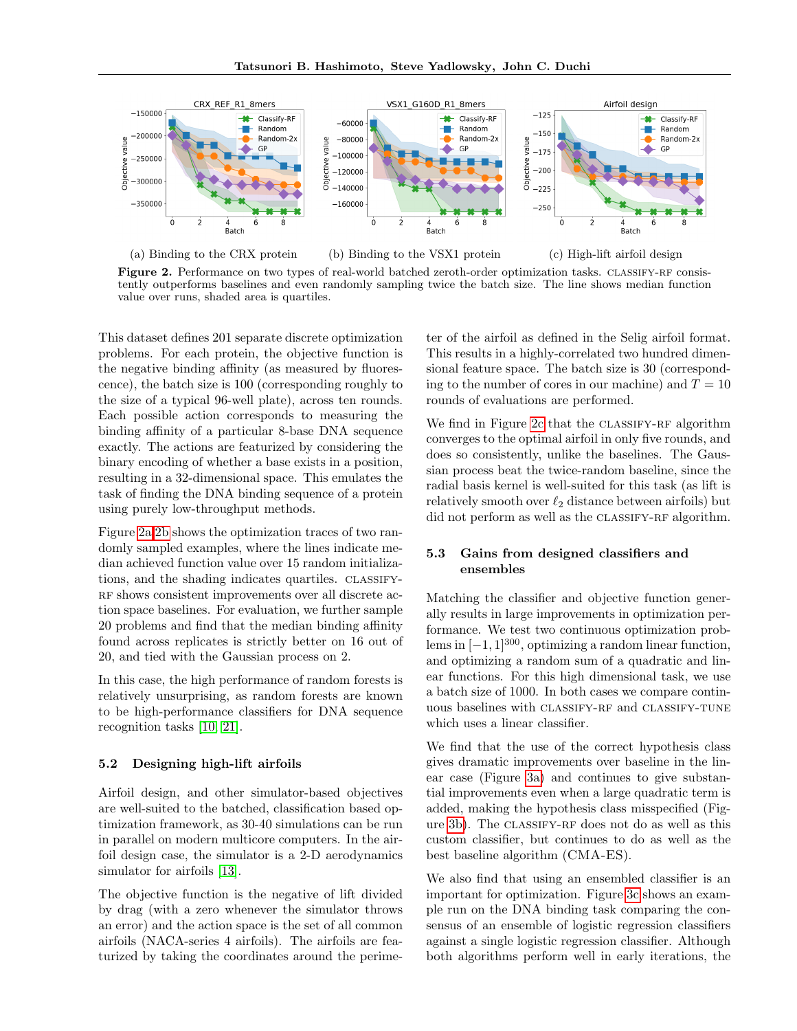(a) Binding to the CRX protein (b) Binding to the VSX1 protein (c) High-lift airfoil design

**Figure 2.** Performance on two types of real-world batched zeroth-order optimization tasks. CLASSIFY-RF consistently outperforms baselines and even randomly sampling twice the batch size. The line shows median function value over runs, shaded area is quartiles.

This dataset defines 201 separate discrete optimization problems. For each protein, the objective function is the negative binding affinity (as measured by fluorescence), the batch size is 100 (corresponding roughly to the size of a typical 96-well plate), across ten rounds. Each possible action corresponds to measuring the binding affinity of a particular 8-base DNA sequence exactly. The actions are featurized by considering the binary encoding of whether a base exists in a position, resulting in a 32-dimensional space. This emulates the task of finding the DNA binding sequence of a protein using purely low-throughput methods.

Figure 2a,2b shows the optimization traces of two randomly sampled examples, where the lines indicate median achieved function value over 15 random initializations, and the shading indicates quartiles. CLASSIFY-RF shows consistent improvements over all discrete action space baselines. For evaluation, we further sample 20 problems and find that the median binding affinity found across replicates is strictly better on 16 out of 20, and tied with the Gaussian process on 2.

In this case, the high performance of random forests is relatively unsurprising, as random forests are known to be high-performance classifiers for DNA sequence recognition tasks [10, 21].

### 5.2 Designing high-lift airfoils

Airfoil design, and other simulator-based objectives are well-suited to the batched, classification based optimization framework, as 30-40 simulations can be run in parallel on modern multicore computers. In the airfoil design case, the simulator is a 2-D aerodynamics simulator for airfoils [13].

The objective function is the negative of lift divided by drag (with a zero whenever the simulator throws an error) and the action space is the set of all common airfoils (NACA-series 4 airfoils). The airfoils are featurized by taking the coordinates around the perimeter of the airfoil as defined in the Selig airfoil format. This results in a highly-correlated two hundred dimensional feature space. The batch size is 30 (corresponding to the number of cores in our machine) and $T = 10$ rounds of evaluations are performed.

We find in Figure 2c that the CLASSIFY-RF algorithm converges to the optimal airfoil in only five rounds, and does so consistently, unlike the baselines. The Gaussian process beat the twice-random baseline, since the radial basis kernel is well-suited for this task (as lift is relatively smooth over $\ell_2$ distance between airfoils) but did not perform as well as the CLASSIFY-RF algorithm.

### 5.3 Gains from designed classifiers and ensembles

Matching the classifier and objective function generally results in large improvements in optimization performance. We test two continuous optimization problems in $[-1, 1]^{300}$, optimizing a random linear function, and optimizing a random sum of a quadratic and linear functions. For this high dimensional task, we use a batch size of 1000. In both cases we compare continuous baselines with CLASSIFY-RF and CLASSIFY-TUNE which uses a linear classifier.

We find that the use of the correct hypothesis class gives dramatic improvements over baseline in the linear case (Figure 3a) and continues to give substantial improvements even when a large quadratic term is added, making the hypothesis class misspecified (Figure 3b). The CLASSIFY-RF does not do as well as this custom classifier, but continues to do as well as the best baseline algorithm (CMA-ES).

We also find that using an ensembled classifier is an important for optimization. Figure 3c shows an example run on the DNA binding task comparing the consensus of an ensemble of logistic regression classifiers against a single logistic regression classifier. Although both algorithms perform well in early iterations, the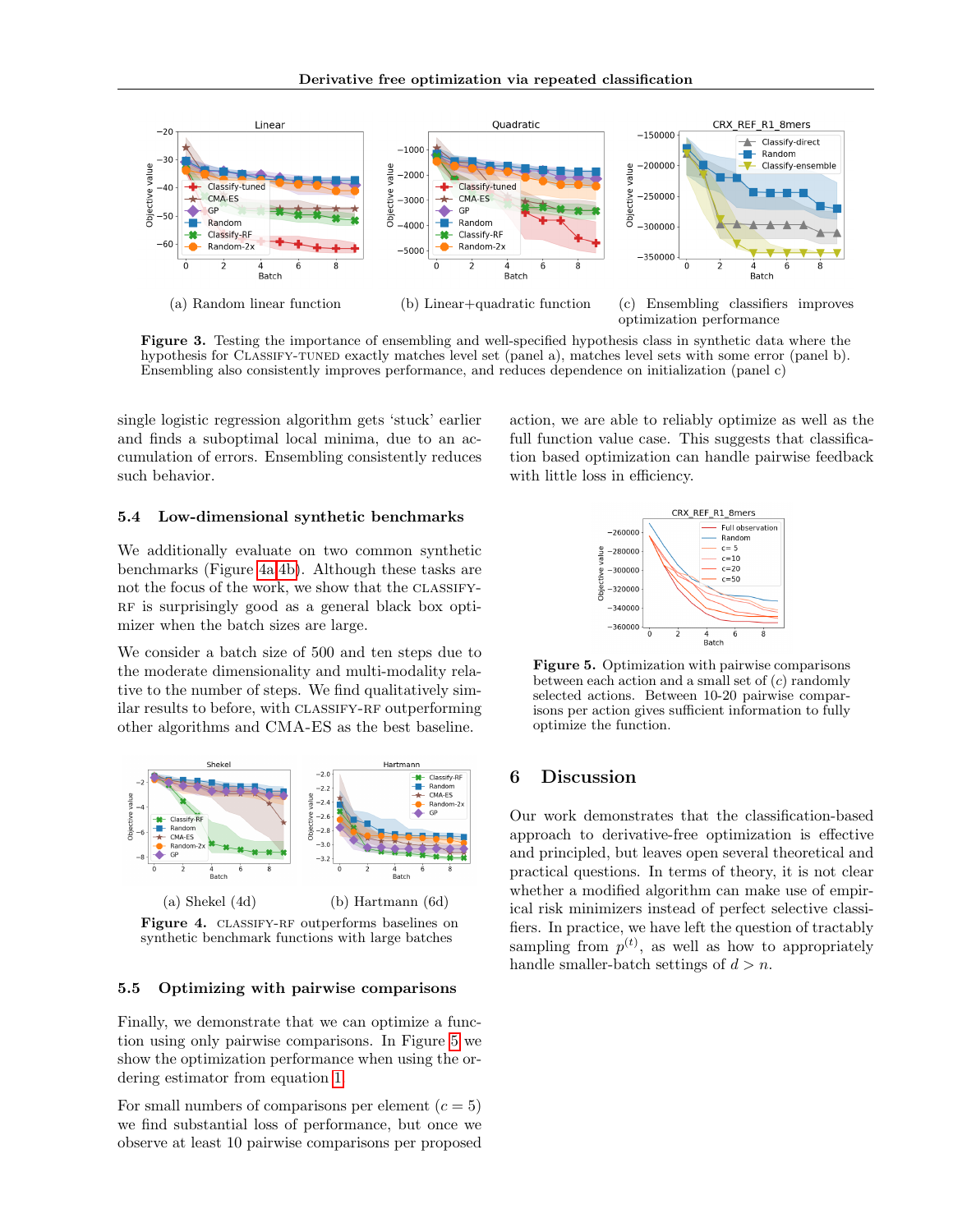(a) Random linear function

(b) Linear+quadratic function

(c) Ensembling classifiers improves optimization performance

**Figure 3.** Testing the importance of ensembling and well-specified hypothesis class in synthetic data where the hypothesis for CLASSIFY-TUNED exactly matches level set (panel a), matches level sets with some error (panel b). Ensembling also consistently improves performance, and reduces dependence on initialization (panel c)

single logistic regression algorithm gets 'stuck' earlier and finds a suboptimal local minima, due to an accumulation of errors. Ensembling consistently reduces such behavior.

### 5.4 Low-dimensional synthetic benchmarks

We additionally evaluate on two common synthetic benchmarks (Figure 4a,4b). Although these tasks are not the focus of the work, we show that the CLASSIFY-RF is surprisingly good as a general black box optimizer when the batch sizes are large.

We consider a batch size of 500 and ten steps due to the moderate dimensionality and multi-modality relative to the number of steps. We find qualitatively similar results to before, with CLASSIFY-RF outperforming other algorithms and CMA-ES as the best baseline.

(a) Shekel (4d)

(b) Hartmann (6d)

**Figure 4.** CLASSIFY-RF outperforms baselines on synthetic benchmark functions with large batches

### 5.5 Optimizing with pairwise comparisons

Finally, we demonstrate that we can optimize a function using only pairwise comparisons. In Figure 5 we show the optimization performance when using the ordering estimator from equation 1.

For small numbers of comparisons per element ($c = 5$) we find substantial loss of performance, but once we observe at least 10 pairwise comparisons per proposed action, we are able to reliably optimize as well as the full function value case. This suggests that classification based optimization can handle pairwise feedback with little loss in efficiency.

**Figure 5.** Optimization with pairwise comparisons between each action and a small set of ($c$) randomly selected actions. Between 10-20 pairwise comparisons per action gives sufficient information to fully optimize the function.

## 6 Discussion

Our work demonstrates that the classification-based approach to derivative-free optimization is effective and principled, but leaves open several theoretical and practical questions. In terms of theory, it is not clear whether a modified algorithm can make use of empirical risk minimizers instead of perfect selective classifiers. In practice, we have left the question of tractably sampling from $p^{(t)}$, as well as how to appropriately handle smaller-batch settings of $d > n$.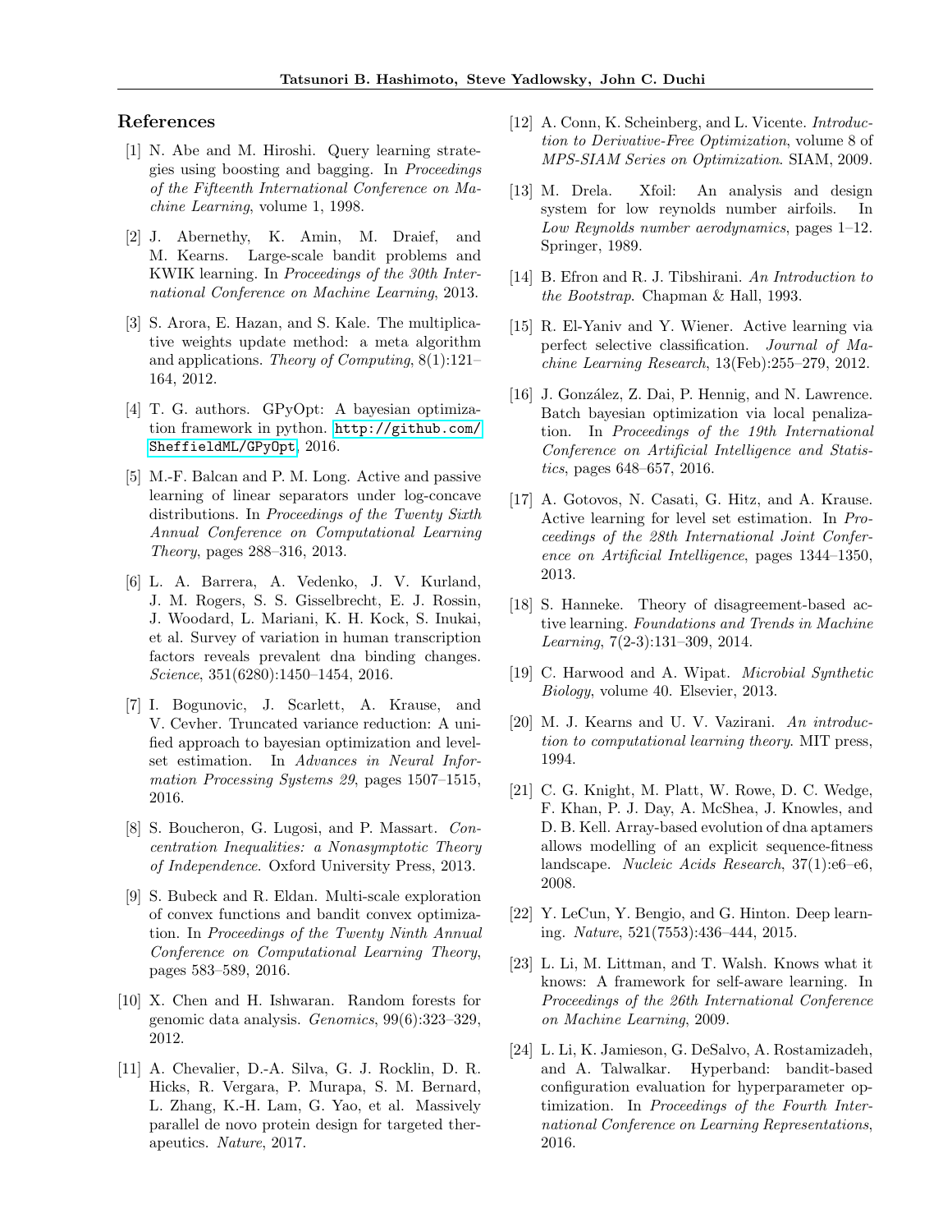## References

[1] N. Abe and M. Hiroshi. Query learning strategies using boosting and bagging. In *Proceedings of the Fifteenth International Conference on Machine Learning*, volume 1, 1998.

[2] J. Abernethy, K. Amin, M. Draief, and M. Kearns. Large-scale bandit problems and KWIK learning. In *Proceedings of the 30th International Conference on Machine Learning*, 2013.

[3] S. Arora, E. Hazan, and S. Kale. The multiplicative weights update method: a meta algorithm and applications. *Theory of Computing*, 8(1):121–164, 2012.

[4] T. G. authors. GPyOpt: A bayesian optimization framework in python. http://github.com/SheffieldML/GPyOpt, 2016.

[5] M.-F. Balcan and P. M. Long. Active and passive learning of linear separators under log-concave distributions. In *Proceedings of the Twenty Sixth Annual Conference on Computational Learning Theory*, pages 288–316, 2013.

[6] L. A. Barrera, A. Vedenko, J. V. Kurland, J. M. Rogers, S. S. Gisselbrecht, E. J. Rossin, J. Woodard, L. Mariani, K. H. Kock, S. Inukai, et al. Survey of variation in human transcription factors reveals prevalent dna binding changes. *Science*, 351(6280):1450–1454, 2016.

[7] I. Bogunovic, J. Scarlett, A. Krause, and V. Cevher. Truncated variance reduction: A unified approach to bayesian optimization and level-set estimation. In *Advances in Neural Information Processing Systems 29*, pages 1507–1515, 2016.

[8] S. Boucheron, G. Lugosi, and P. Massart. *Concentration Inequalities: a Nonasymptotic Theory of Independence*. Oxford University Press, 2013.

[9] S. Bubeck and R. Eldan. Multi-scale exploration of convex functions and bandit convex optimization. In *Proceedings of the Twenty Ninth Annual Conference on Computational Learning Theory*, pages 583–589, 2016.

[10] X. Chen and H. Ishwaran. Random forests for genomic data analysis. *Genomics*, 99(6):323–329, 2012.

[11] A. Chevalier, D.-A. Silva, G. J. Rocklin, D. R. Hicks, R. Vergara, P. Murapa, S. M. Bernard, L. Zhang, K.-H. Lam, G. Yao, et al. Massively parallel de novo protein design for targeted therapeutics. *Nature*, 2017.

[12] A. Conn, K. Scheinberg, and L. Vicente. *Introduction to Derivative-Free Optimization*, volume 8 of *MPS-SIAM Series on Optimization*. SIAM, 2009.

[13] M. Drela. Xfoil: An analysis and design system for low reynolds number airfoils. In *Low Reynolds number aerodynamics*, pages 1–12. Springer, 1989.

[14] B. Efron and R. J. Tibshirani. *An Introduction to the Bootstrap*. Chapman & Hall, 1993.

[15] R. El-Yaniv and Y. Wiener. Active learning via perfect selective classification. *Journal of Machine Learning Research*, 13(Feb):255–279, 2012.

[16] J. González, Z. Dai, P. Hennig, and N. Lawrence. Batch bayesian optimization via local penalization. In *Proceedings of the 19th International Conference on Artificial Intelligence and Statistics*, pages 648–657, 2016.

[17] A. Gotovos, N. Casati, G. Hitz, and A. Krause. Active learning for level set estimation. In *Proceedings of the 28th International Joint Conference on Artificial Intelligence*, pages 1344–1350, 2013.

[18] S. Hanneke. Theory of disagreement-based active learning. *Foundations and Trends in Machine Learning*, 7(2-3):131–309, 2014.

[19] C. Harwood and A. Wipat. *Microbial Synthetic Biology*, volume 40. Elsevier, 2013.

[20] M. J. Kearns and U. V. Vazirani. *An introduction to computational learning theory*. MIT press, 1994.

[21] C. G. Knight, M. Platt, W. Rowe, D. C. Wedge, F. Khan, P. J. Day, A. McShea, J. Knowles, and D. B. Kell. Array-based evolution of dna aptamers allows modelling of an explicit sequence-fitness landscape. *Nucleic Acids Research*, 37(1):e6–e6, 2008.

[22] Y. LeCun, Y. Bengio, and G. Hinton. Deep learning. *Nature*, 521(7553):436–444, 2015.

[23] L. Li, M. Littman, and T. Walsh. Knows what it knows: A framework for self-aware learning. In *Proceedings of the 26th International Conference on Machine Learning*, 2009.

[24] L. Li, K. Jamieson, G. DeSalvo, A. Rostamizadeh, and A. Talwalkar. Hyperband: bandit-based configuration evaluation for hyperparameter optimization. In *Proceedings of the Fourth International Conference on Learning Representations*, 2016.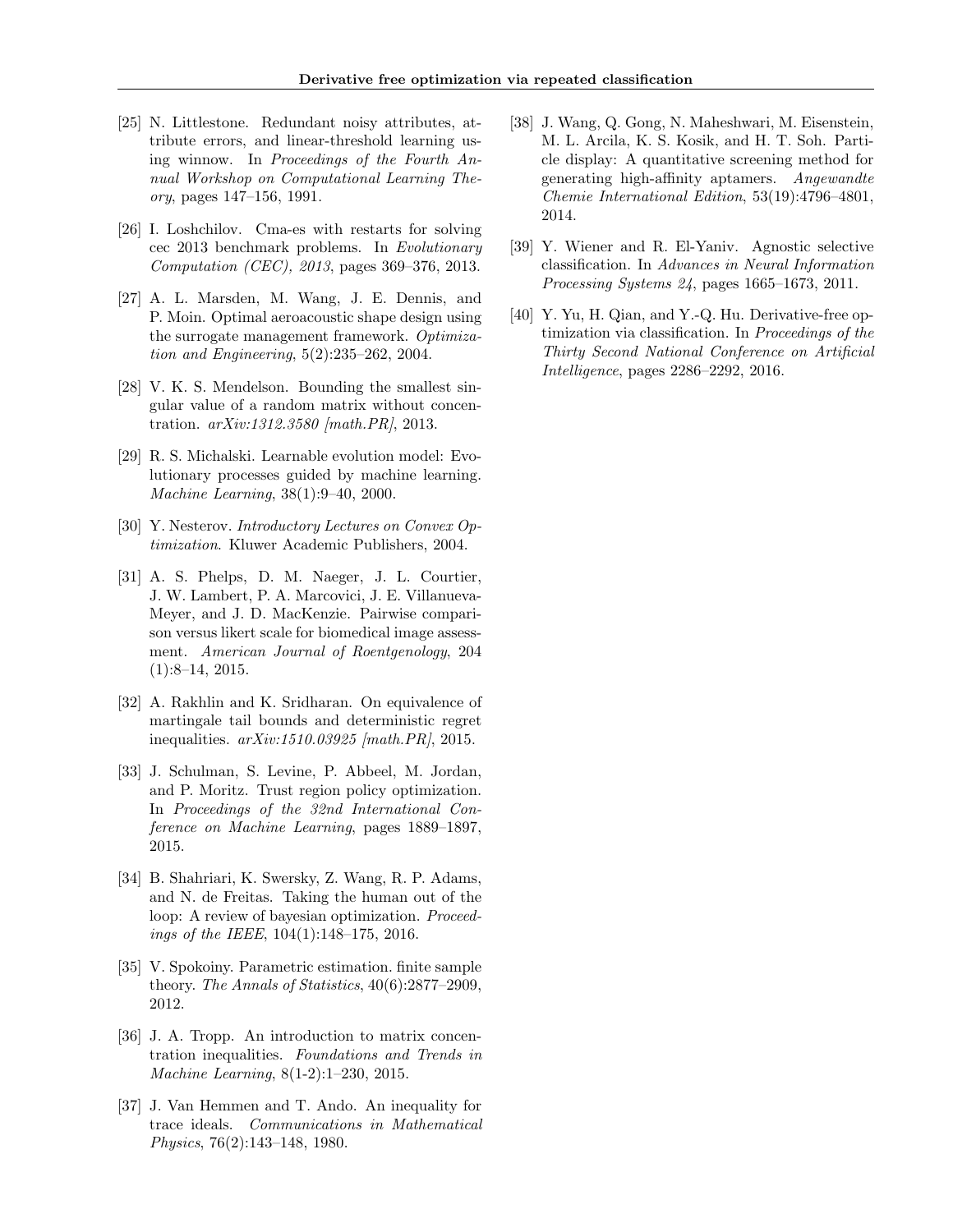[25] N. Littlestone. Redundant noisy attributes, attribute errors, and linear-threshold learning using winnow. In *Proceedings of the Fourth Annual Workshop on Computational Learning Theory*, pages 147–156, 1991.

[26] I. Loshchilov. Cma-es with restarts for solving cec 2013 benchmark problems. In *Evolutionary Computation (CEC), 2013*, pages 369–376, 2013.

[27] A. L. Marsden, M. Wang, J. E. Dennis, and P. Moin. Optimal aeroacoustic shape design using the surrogate management framework. *Optimization and Engineering*, 5(2):235–262, 2004.

[28] V. K. S. Mendelson. Bounding the smallest singular value of a random matrix without concentration. *arXiv:1312.3580 [math.PR]*, 2013.

[29] R. S. Michalski. Learnable evolution model: Evolutionary processes guided by machine learning. *Machine Learning*, 38(1):9–40, 2000.

[30] Y. Nesterov. *Introductory Lectures on Convex Optimization*. Kluwer Academic Publishers, 2004.

[31] A. S. Phelps, D. M. Naeger, J. L. Courtier, J. W. Lambert, P. A. Marcovici, J. E. Villanueva-Meyer, and J. D. MacKenzie. Pairwise comparison versus likert scale for biomedical image assessment. *American Journal of Roentgenology*, 204 (1):8–14, 2015.

[32] A. Rakhlin and K. Sridharan. On equivalence of martingale tail bounds and deterministic regret inequalities. *arXiv:1510.03925 [math.PR]*, 2015.

[33] J. Schulman, S. Levine, P. Abbeel, M. Jordan, and P. Moritz. Trust region policy optimization. In *Proceedings of the 32nd International Conference on Machine Learning*, pages 1889–1897, 2015.

[34] B. Shahriari, K. Swersky, Z. Wang, R. P. Adams, and N. de Freitas. Taking the human out of the loop: A review of bayesian optimization. *Proceedings of the IEEE*, 104(1):148–175, 2016.

[35] V. Spokoiny. Parametric estimation. finite sample theory. *The Annals of Statistics*, 40(6):2877–2909, 2012.

[36] J. A. Tropp. An introduction to matrix concentration inequalities. *Foundations and Trends in Machine Learning*, 8(1-2):1–230, 2015.

[37] J. Van Hemmen and T. Ando. An inequality for trace ideals. *Communications in Mathematical Physics*, 76(2):143–148, 1980.

[38] J. Wang, Q. Gong, N. Maheshwari, M. Eisenstein, M. L. Arcila, K. S. Kosik, and H. T. Soh. Particle display: A quantitative screening method for generating high-affinity aptamers. *Angewandte Chemie International Edition*, 53(19):4796–4801, 2014.

[39] Y. Wiener and R. El-Yaniv. Agnostic selective classification. In *Advances in Neural Information Processing Systems 24*, pages 1665–1673, 2011.

[40] Y. Yu, H. Qian, and Y.-Q. Hu. Derivative-free optimization via classification. In *Proceedings of the Thirty Second National Conference on Artificial Intelligence*, pages 2286–2292, 2016.